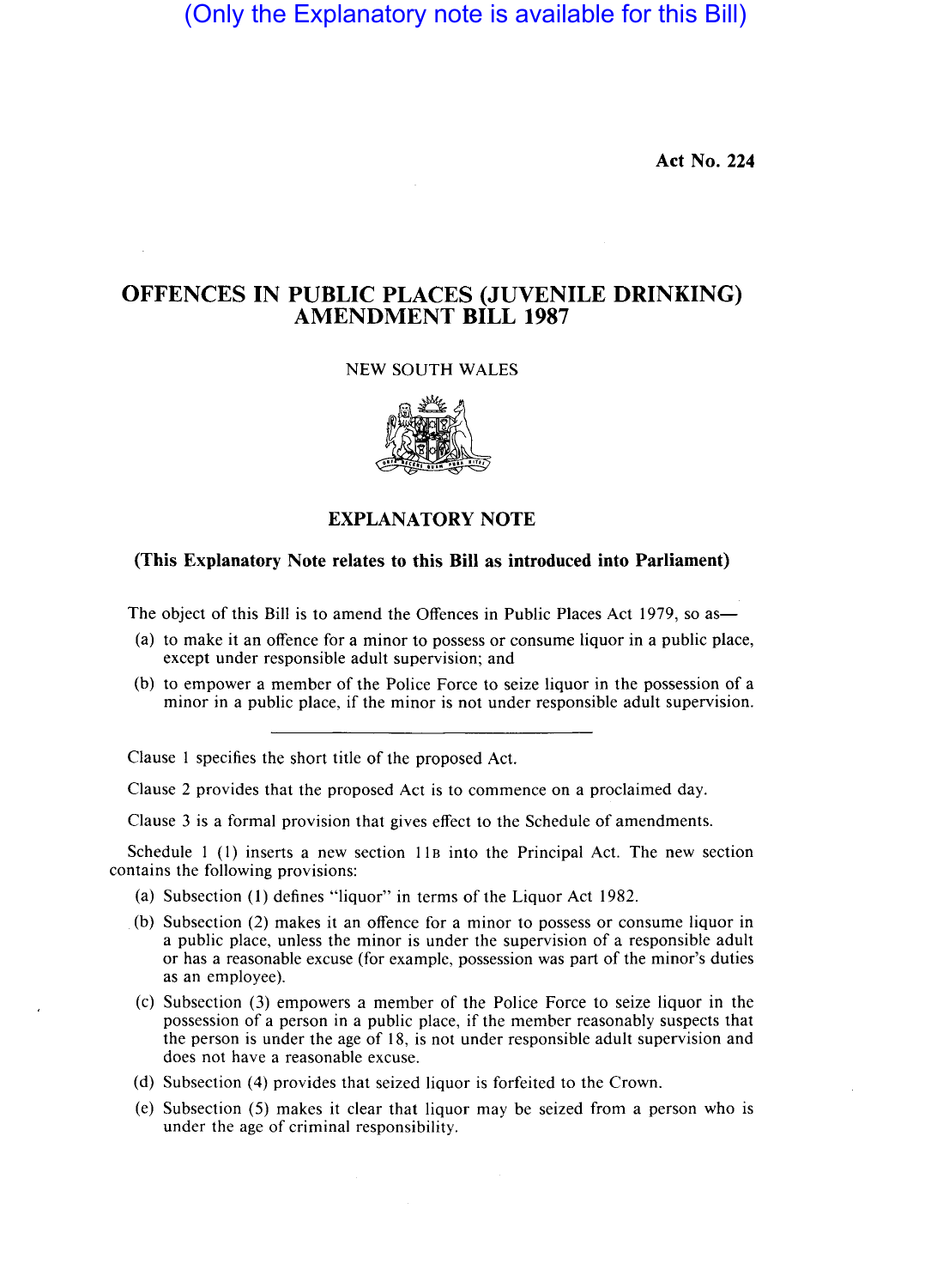(Only the Explanatory note is available for this Bill)

**Act No. 224**

# OFFENCES IN PUBLIC PLACES (JUVENILE DRINKING) AMENDMENT BILL 1987

NEW SOUTH WALES

## EXPLANATORY NOTE

**(This Explanatory Note relates to this Bill as introduced into Parliament)**

The object of this Bill is to amend the Offences in Public Places Act 1979, so as—

(a) to make it an offence for a minor to possess or consume liquor in a public place, except under responsible adult supervision; and

(b) to empower a member of the Police Force to seize liquor in the possession of a minor in a public place, if the minor is not under responsible adult supervision.

---

Clause 1 specifies the short title of the proposed Act.

Clause 2 provides that the proposed Act is to commence on a proclaimed day.

Clause 3 is a formal provision that gives effect to the Schedule of amendments.

Schedule 1 (1) inserts a new section 11B into the Principal Act. The new section contains the following provisions:

(a) Subsection (1) defines "liquor" in terms of the Liquor Act 1982.

(b) Subsection (2) makes it an offence for a minor to possess or consume liquor in a public place, unless the minor is under the supervision of a responsible adult or has a reasonable excuse (for example, possession was part of the minor's duties as an employee).

(c) Subsection (3) empowers a member of the Police Force to seize liquor in the possession of a person in a public place, if the member reasonably suspects that the person is under the age of 18, is not under responsible adult supervision and does not have a reasonable excuse.

(d) Subsection (4) provides that seized liquor is forfeited to the Crown.

(e) Subsection (5) makes it clear that liquor may be seized from a person who is under the age of criminal responsibility.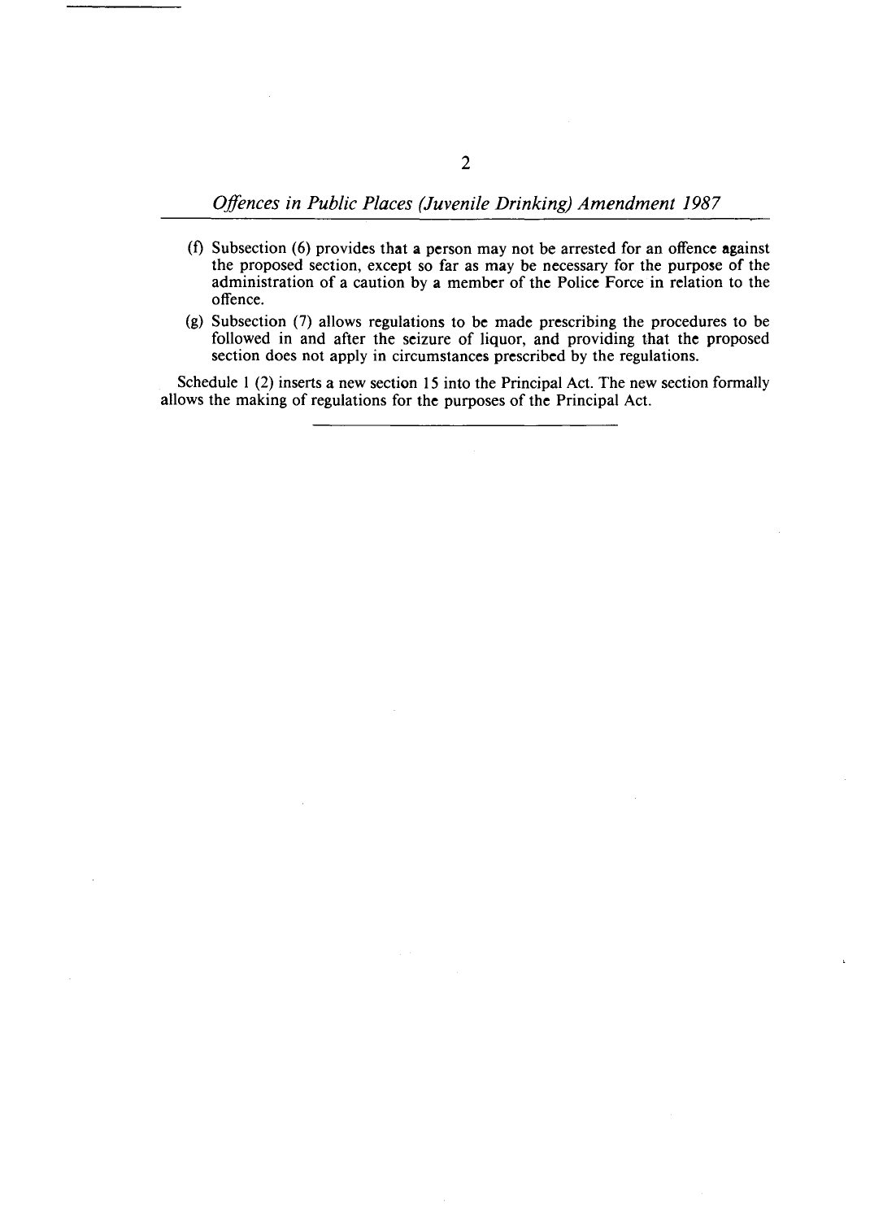(f) Subsection (6) provides that a person may not be arrested for an offence against the proposed section, except so far as may be necessary for the purpose of the administration of a caution by a member of the Police Force in relation to the offence.

(g) Subsection (7) allows regulations to be made prescribing the procedures to be followed in and after the seizure of liquor, and providing that the proposed section does not apply in circumstances prescribed by the regulations.

Schedule 1 (2) inserts a new section 15 into the Principal Act. The new section formally allows the making of regulations for the purposes of the Principal Act.